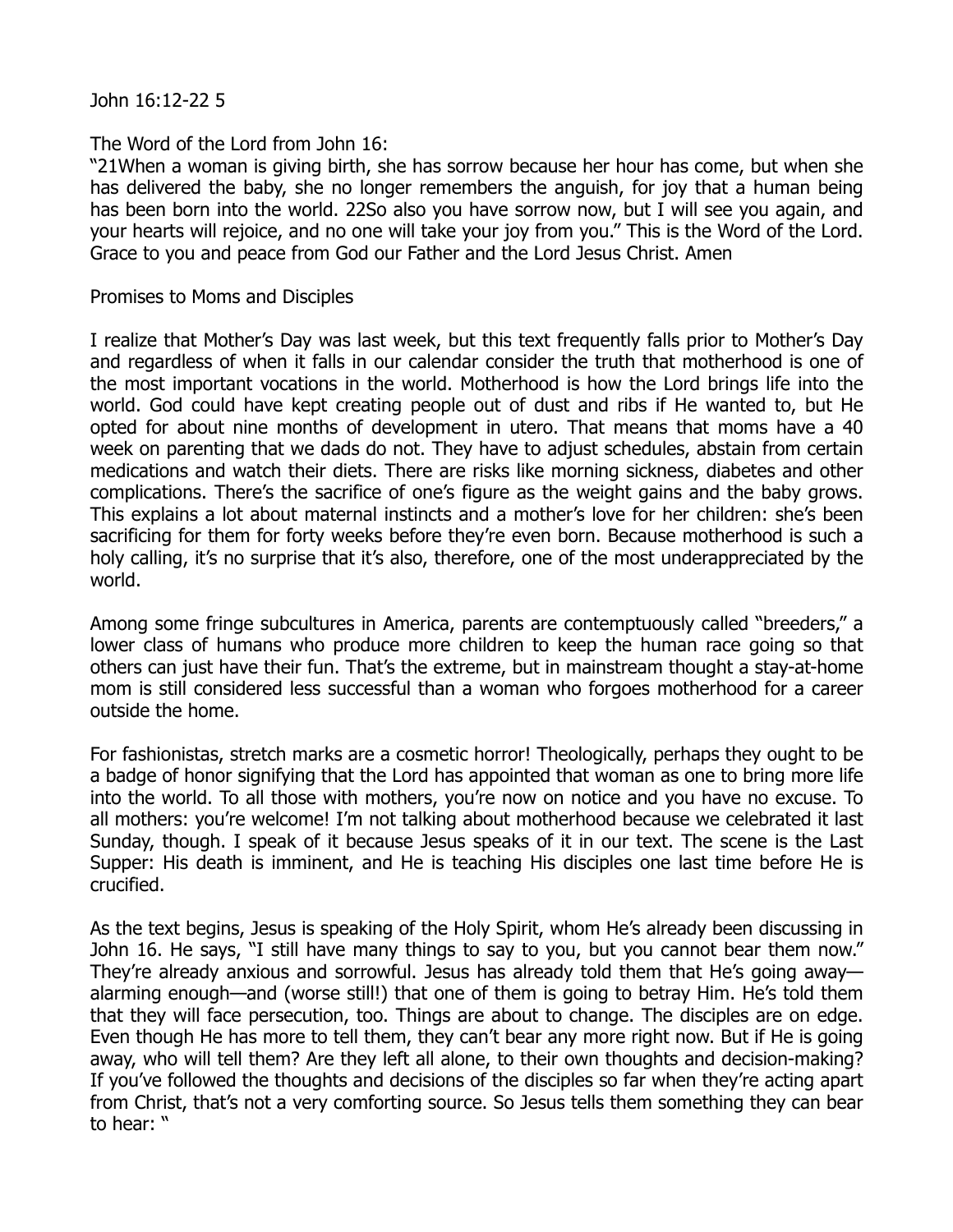John 16:12-22 5

The Word of the Lord from John 16:

"21When a woman is giving birth, she has sorrow because her hour has come, but when she has delivered the baby, she no longer remembers the anguish, for joy that a human being has been born into the world. 22So also you have sorrow now, but I will see you again, and your hearts will rejoice, and no one will take your joy from you." This is the Word of the Lord. Grace to you and peace from God our Father and the Lord Jesus Christ. Amen

## Promises to Moms and Disciples

I realize that Mother's Day was last week, but this text frequently falls prior to Mother's Day and regardless of when it falls in our calendar consider the truth that motherhood is one of the most important vocations in the world. Motherhood is how the Lord brings life into the world. God could have kept creating people out of dust and ribs if He wanted to, but He opted for about nine months of development in utero. That means that moms have a 40 week on parenting that we dads do not. They have to adjust schedules, abstain from certain medications and watch their diets. There are risks like morning sickness, diabetes and other complications. There's the sacrifice of one's figure as the weight gains and the baby grows. This explains a lot about maternal instincts and a mother's love for her children: she's been sacrificing for them for forty weeks before they're even born. Because motherhood is such a holy calling, it's no surprise that it's also, therefore, one of the most underappreciated by the world.

Among some fringe subcultures in America, parents are contemptuously called "breeders," a lower class of humans who produce more children to keep the human race going so that others can just have their fun. That's the extreme, but in mainstream thought a stay-at-home mom is still considered less successful than a woman who forgoes motherhood for a career outside the home.

For fashionistas, stretch marks are a cosmetic horror! Theologically, perhaps they ought to be a badge of honor signifying that the Lord has appointed that woman as one to bring more life into the world. To all those with mothers, you're now on notice and you have no excuse. To all mothers: you're welcome! I'm not talking about motherhood because we celebrated it last Sunday, though. I speak of it because Jesus speaks of it in our text. The scene is the Last Supper: His death is imminent, and He is teaching His disciples one last time before He is crucified.

As the text begins, Jesus is speaking of the Holy Spirit, whom He's already been discussing in John 16. He says, "I still have many things to say to you, but you cannot bear them now." They're already anxious and sorrowful. Jesus has already told them that He's going away—alarming enough—and (worse still!) that one of them is going to betray Him. He's told them that they will face persecution, too. Things are about to change. The disciples are on edge. Even though He has more to tell them, they can't bear any more right now. But if He is going away, who will tell them? Are they left all alone, to their own thoughts and decision-making? If you've followed the thoughts and decisions of the disciples so far when they're acting apart from Christ, that's not a very comforting source. So Jesus tells them something they can bear to hear: "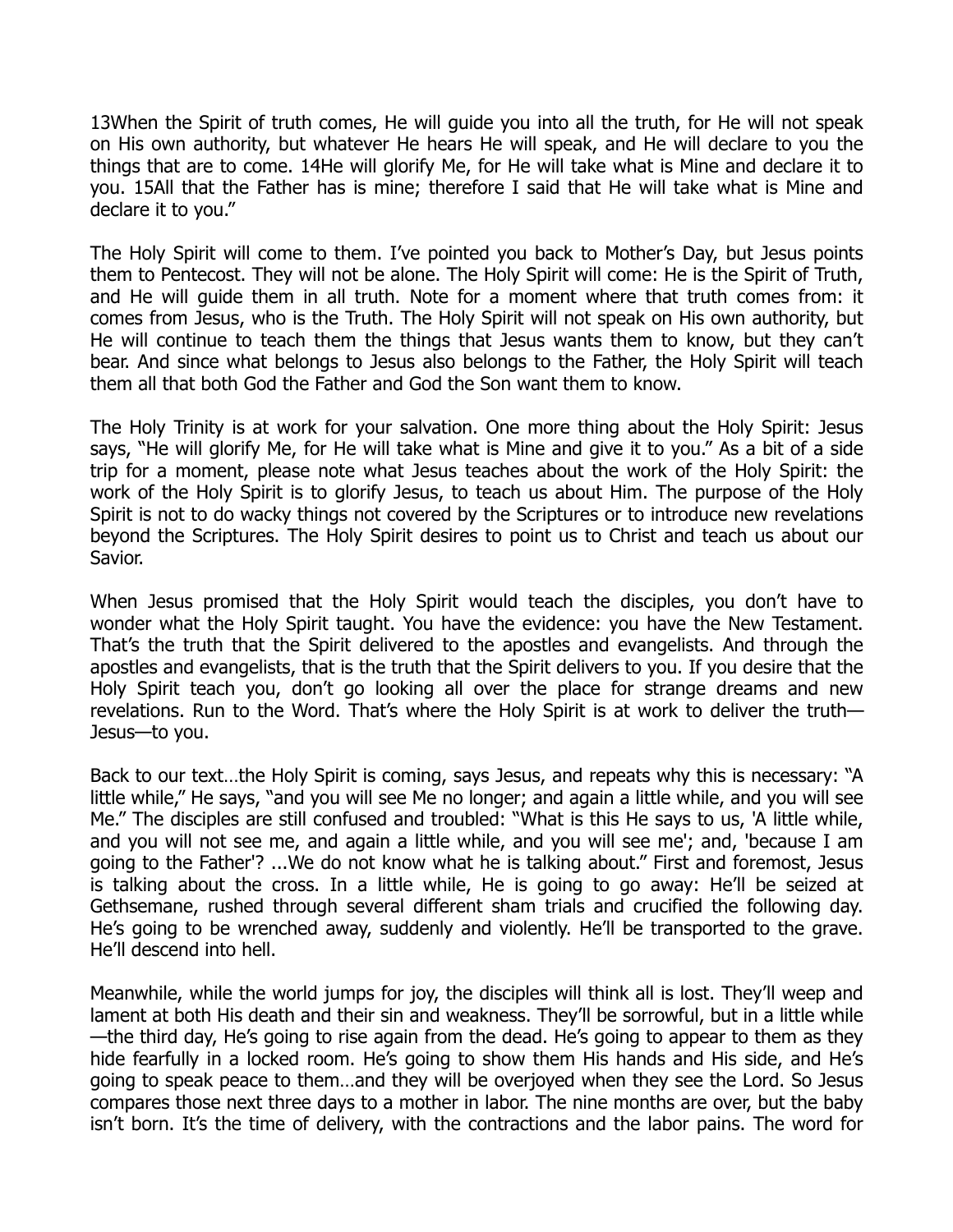13When the Spirit of truth comes, He will guide you into all the truth, for He will not speak on His own authority, but whatever He hears He will speak, and He will declare to you the things that are to come. 14He will glorify Me, for He will take what is Mine and declare it to you. 15All that the Father has is mine; therefore I said that He will take what is Mine and declare it to you."

The Holy Spirit will come to them. I've pointed you back to Mother's Day, but Jesus points them to Pentecost. They will not be alone. The Holy Spirit will come: He is the Spirit of Truth, and He will guide them in all truth. Note for a moment where that truth comes from: it comes from Jesus, who is the Truth. The Holy Spirit will not speak on His own authority, but He will continue to teach them the things that Jesus wants them to know, but they can't bear. And since what belongs to Jesus also belongs to the Father, the Holy Spirit will teach them all that both God the Father and God the Son want them to know.

The Holy Trinity is at work for your salvation. One more thing about the Holy Spirit: Jesus says, "He will glorify Me, for He will take what is Mine and give it to you." As a bit of a side trip for a moment, please note what Jesus teaches about the work of the Holy Spirit: the work of the Holy Spirit is to glorify Jesus, to teach us about Him. The purpose of the Holy Spirit is not to do wacky things not covered by the Scriptures or to introduce new revelations beyond the Scriptures. The Holy Spirit desires to point us to Christ and teach us about our Savior.

When Jesus promised that the Holy Spirit would teach the disciples, you don't have to wonder what the Holy Spirit taught. You have the evidence: you have the New Testament. That's the truth that the Spirit delivered to the apostles and evangelists. And through the apostles and evangelists, that is the truth that the Spirit delivers to you. If you desire that the Holy Spirit teach you, don't go looking all over the place for strange dreams and new revelations. Run to the Word. That's where the Holy Spirit is at work to deliver the truth—Jesus—to you.

Back to our text…the Holy Spirit is coming, says Jesus, and repeats why this is necessary: "A little while," He says, "and you will see Me no longer; and again a little while, and you will see Me." The disciples are still confused and troubled: "What is this He says to us, 'A little while, and you will not see me, and again a little while, and you will see me'; and, 'because I am going to the Father'? ...We do not know what he is talking about." First and foremost, Jesus is talking about the cross. In a little while, He is going to go away: He'll be seized at Gethsemane, rushed through several different sham trials and crucified the following day. He's going to be wrenched away, suddenly and violently. He'll be transported to the grave. He'll descend into hell.

Meanwhile, while the world jumps for joy, the disciples will think all is lost. They'll weep and lament at both His death and their sin and weakness. They'll be sorrowful, but in a little while—the third day, He's going to rise again from the dead. He's going to appear to them as they hide fearfully in a locked room. He's going to show them His hands and His side, and He's going to speak peace to them…and they will be overjoyed when they see the Lord. So Jesus compares those next three days to a mother in labor. The nine months are over, but the baby isn't born. It's the time of delivery, with the contractions and the labor pains. The word for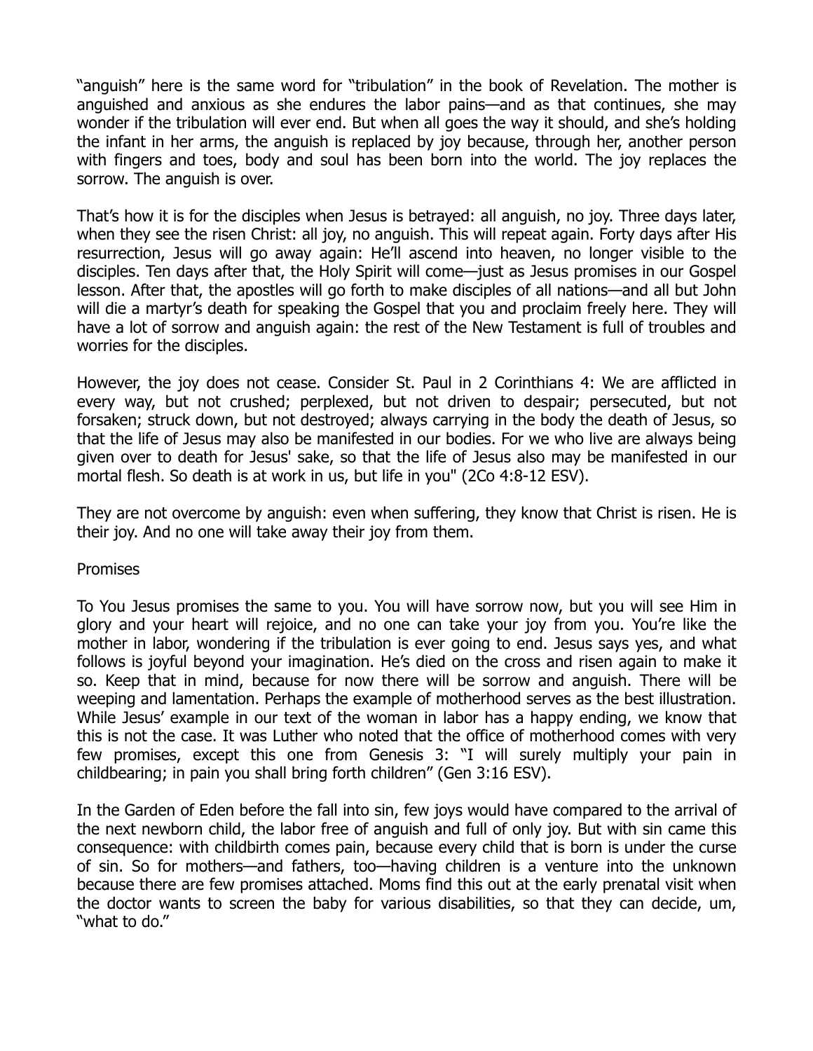"anguish" here is the same word for "tribulation" in the book of Revelation. The mother is anguished and anxious as she endures the labor pains—and as that continues, she may wonder if the tribulation will ever end. But when all goes the way it should, and she's holding the infant in her arms, the anguish is replaced by joy because, through her, another person with fingers and toes, body and soul has been born into the world. The joy replaces the sorrow. The anguish is over.

That's how it is for the disciples when Jesus is betrayed: all anguish, no joy. Three days later, when they see the risen Christ: all joy, no anguish. This will repeat again. Forty days after His resurrection, Jesus will go away again: He'll ascend into heaven, no longer visible to the disciples. Ten days after that, the Holy Spirit will come—just as Jesus promises in our Gospel lesson. After that, the apostles will go forth to make disciples of all nations—and all but John will die a martyr's death for speaking the Gospel that you and proclaim freely here. They will have a lot of sorrow and anguish again: the rest of the New Testament is full of troubles and worries for the disciples.

However, the joy does not cease. Consider St. Paul in 2 Corinthians 4: We are afflicted in every way, but not crushed; perplexed, but not driven to despair; persecuted, but not forsaken; struck down, but not destroyed; always carrying in the body the death of Jesus, so that the life of Jesus may also be manifested in our bodies. For we who live are always being given over to death for Jesus' sake, so that the life of Jesus also may be manifested in our mortal flesh. So death is at work in us, but life in you" (2Co 4:8-12 ESV).

They are not overcome by anguish: even when suffering, they know that Christ is risen. He is their joy. And no one will take away their joy from them.

Promises

To You Jesus promises the same to you. You will have sorrow now, but you will see Him in glory and your heart will rejoice, and no one can take your joy from you. You're like the mother in labor, wondering if the tribulation is ever going to end. Jesus says yes, and what follows is joyful beyond your imagination. He's died on the cross and risen again to make it so. Keep that in mind, because for now there will be sorrow and anguish. There will be weeping and lamentation. Perhaps the example of motherhood serves as the best illustration. While Jesus' example in our text of the woman in labor has a happy ending, we know that this is not the case. It was Luther who noted that the office of motherhood comes with very few promises, except this one from Genesis 3: "I will surely multiply your pain in childbearing; in pain you shall bring forth children" (Gen 3:16 ESV).

In the Garden of Eden before the fall into sin, few joys would have compared to the arrival of the next newborn child, the labor free of anguish and full of only joy. But with sin came this consequence: with childbirth comes pain, because every child that is born is under the curse of sin. So for mothers—and fathers, too—having children is a venture into the unknown because there are few promises attached. Moms find this out at the early prenatal visit when the doctor wants to screen the baby for various disabilities, so that they can decide, um, "what to do."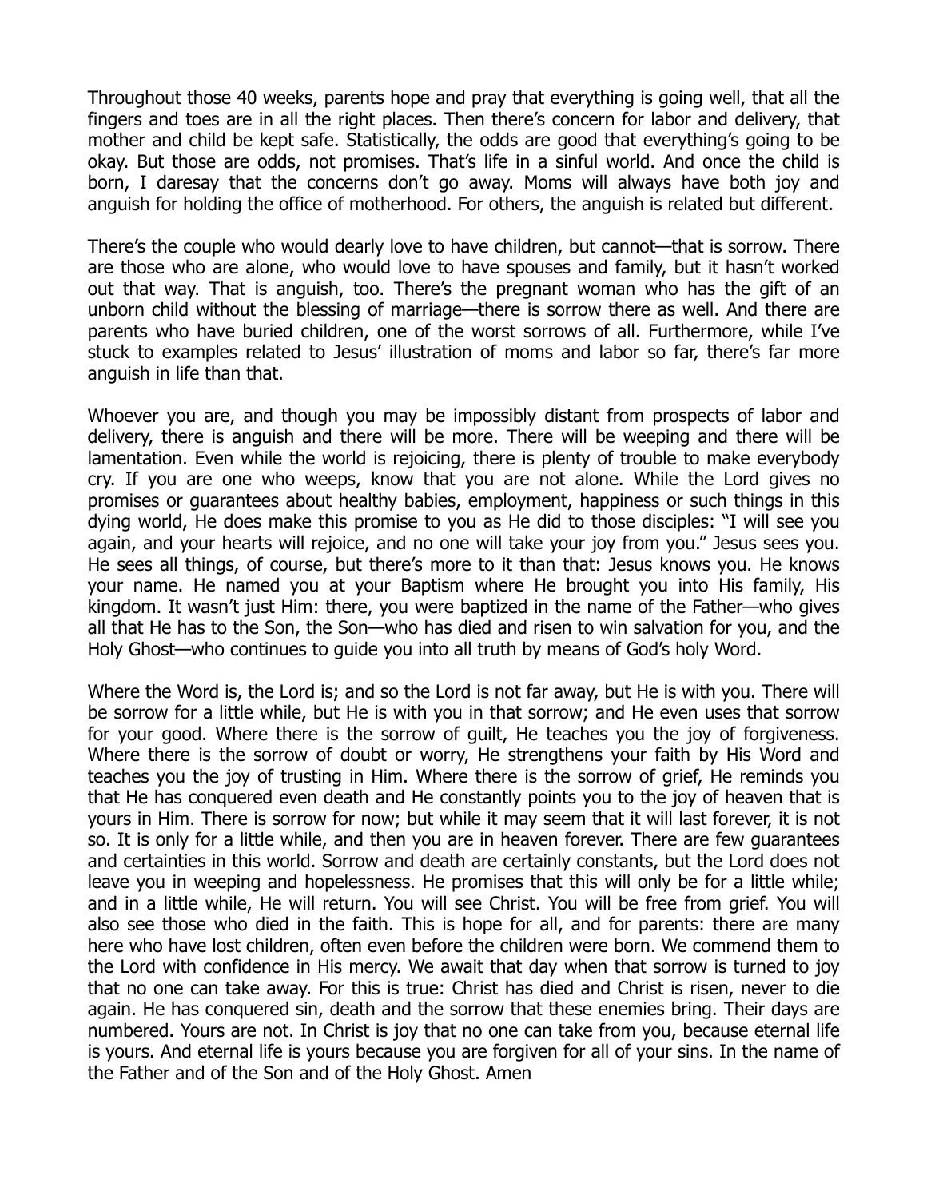Throughout those 40 weeks, parents hope and pray that everything is going well, that all the fingers and toes are in all the right places. Then there's concern for labor and delivery, that mother and child be kept safe. Statistically, the odds are good that everything's going to be okay. But those are odds, not promises. That's life in a sinful world. And once the child is born, I daresay that the concerns don't go away. Moms will always have both joy and anguish for holding the office of motherhood. For others, the anguish is related but different.

There's the couple who would dearly love to have children, but cannot—that is sorrow. There are those who are alone, who would love to have spouses and family, but it hasn't worked out that way. That is anguish, too. There's the pregnant woman who has the gift of an unborn child without the blessing of marriage—there is sorrow there as well. And there are parents who have buried children, one of the worst sorrows of all. Furthermore, while I've stuck to examples related to Jesus' illustration of moms and labor so far, there's far more anguish in life than that.

Whoever you are, and though you may be impossibly distant from prospects of labor and delivery, there is anguish and there will be more. There will be weeping and there will be lamentation. Even while the world is rejoicing, there is plenty of trouble to make everybody cry. If you are one who weeps, know that you are not alone. While the Lord gives no promises or guarantees about healthy babies, employment, happiness or such things in this dying world, He does make this promise to you as He did to those disciples: "I will see you again, and your hearts will rejoice, and no one will take your joy from you." Jesus sees you. He sees all things, of course, but there's more to it than that: Jesus knows you. He knows your name. He named you at your Baptism where He brought you into His family, His kingdom. It wasn't just Him: there, you were baptized in the name of the Father—who gives all that He has to the Son, the Son—who has died and risen to win salvation for you, and the Holy Ghost—who continues to guide you into all truth by means of God's holy Word.

Where the Word is, the Lord is; and so the Lord is not far away, but He is with you. There will be sorrow for a little while, but He is with you in that sorrow; and He even uses that sorrow for your good. Where there is the sorrow of guilt, He teaches you the joy of forgiveness. Where there is the sorrow of doubt or worry, He strengthens your faith by His Word and teaches you the joy of trusting in Him. Where there is the sorrow of grief, He reminds you that He has conquered even death and He constantly points you to the joy of heaven that is yours in Him. There is sorrow for now; but while it may seem that it will last forever, it is not so. It is only for a little while, and then you are in heaven forever. There are few guarantees and certainties in this world. Sorrow and death are certainly constants, but the Lord does not leave you in weeping and hopelessness. He promises that this will only be for a little while; and in a little while, He will return. You will see Christ. You will be free from grief. You will also see those who died in the faith. This is hope for all, and for parents: there are many here who have lost children, often even before the children were born. We commend them to the Lord with confidence in His mercy. We await that day when that sorrow is turned to joy that no one can take away. For this is true: Christ has died and Christ is risen, never to die again. He has conquered sin, death and the sorrow that these enemies bring. Their days are numbered. Yours are not. In Christ is joy that no one can take from you, because eternal life is yours. And eternal life is yours because you are forgiven for all of your sins. In the name of the Father and of the Son and of the Holy Ghost. Amen